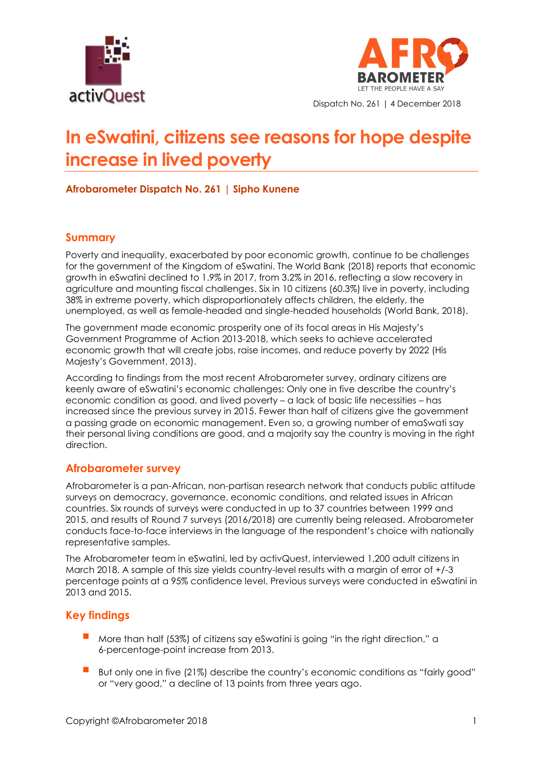Dispatch No. 261 | 4 December 2018

# In eSwatini, citizens see reasons for hope despite increase in lived poverty

**Afrobarometer Dispatch No. 261 | Sipho Kunene**

## Summary

Poverty and inequality, exacerbated by poor economic growth, continue to be challenges for the government of the Kingdom of eSwatini. The World Bank (2018) reports that economic growth in eSwatini declined to 1.9% in 2017, from 3.2% in 2016, reflecting a slow recovery in agriculture and mounting fiscal challenges. Six in 10 citizens (60.3%) live in poverty, including 38% in extreme poverty, which disproportionately affects children, the elderly, the unemployed, as well as female-headed and single-headed households (World Bank, 2018).

The government made economic prosperity one of its focal areas in His Majesty's Government Programme of Action 2013-2018, which seeks to achieve accelerated economic growth that will create jobs, raise incomes, and reduce poverty by 2022 (His Majesty's Government, 2013).

According to findings from the most recent Afrobarometer survey, ordinary citizens are keenly aware of eSwatini's economic challenges: Only one in five describe the country's economic condition as good, and lived poverty – a lack of basic life necessities – has increased since the previous survey in 2015. Fewer than half of citizens give the government a passing grade on economic management. Even so, a growing number of emaSwati say their personal living conditions are good, and a majority say the country is moving in the right direction.

## Afrobarometer survey

Afrobarometer is a pan-African, non-partisan research network that conducts public attitude surveys on democracy, governance, economic conditions, and related issues in African countries. Six rounds of surveys were conducted in up to 37 countries between 1999 and 2015, and results of Round 7 surveys (2016/2018) are currently being released. Afrobarometer conducts face-to-face interviews in the language of the respondent's choice with nationally representative samples.

The Afrobarometer team in eSwatini, led by activQuest, interviewed 1,200 adult citizens in March 2018. A sample of this size yields country-level results with a margin of error of +/-3 percentage points at a 95% confidence level. Previous surveys were conducted in eSwatini in 2013 and 2015.

## Key findings

- More than half (53%) of citizens say eSwatini is going "in the right direction," a 6-percentage-point increase from 2013.
- But only one in five (21%) describe the country's economic conditions as "fairly good" or "very good," a decline of 13 points from three years ago.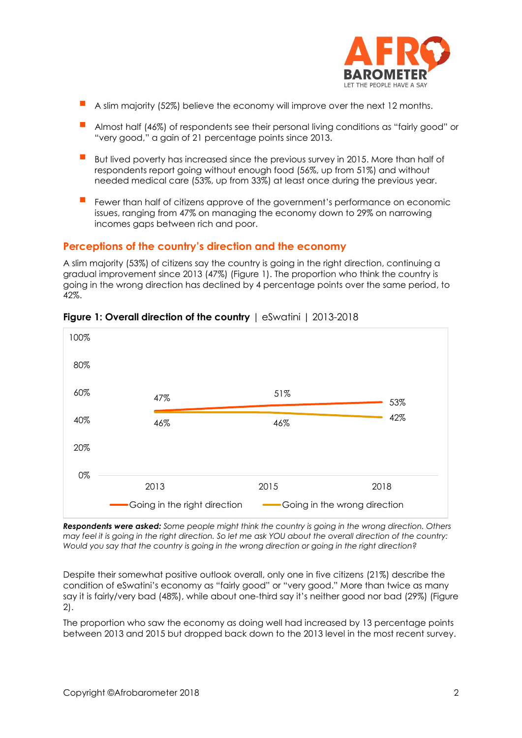- A slim majority (52%) believe the economy will improve over the next 12 months.
- Almost half (46%) of respondents see their personal living conditions as "fairly good" or "very good," a gain of 21 percentage points since 2013.
- But lived poverty has increased since the previous survey in 2015. More than half of respondents report going without enough food (56%, up from 51%) and without needed medical care (53%, up from 33%) at least once during the previous year.
- Fewer than half of citizens approve of the government's performance on economic issues, ranging from 47% on managing the economy down to 29% on narrowing incomes gaps between rich and poor.

## Perceptions of the country's direction and the economy

A slim majority (53%) of citizens say the country is going in the right direction, continuing a gradual improvement since 2013 (47%) (Figure 1). The proportion who think the country is going in the wrong direction has declined by 4 percentage points over the same period, to 42%.

**Figure 1: Overall direction of the country** | eSwatini | 2013-2018

| | 2013 | 2015 | 2018 |
|---|---|---|---|
| Going in the right direction | 47% | 51% | 53% |
| Going in the wrong direction | 46% | 46% | 42% |

***Respondents were asked:*** *Some people might think the country is going in the wrong direction. Others may feel it is going in the right direction. So let me ask YOU about the overall direction of the country: Would you say that the country is going in the wrong direction or going in the right direction?*

Despite their somewhat positive outlook overall, only one in five citizens (21%) describe the condition of eSwatini's economy as "fairly good" or "very good." More than twice as many say it is fairly/very bad (48%), while about one-third say it's neither good nor bad (29%) (Figure 2).

The proportion who saw the economy as doing well had increased by 13 percentage points between 2013 and 2015 but dropped back down to the 2013 level in the most recent survey.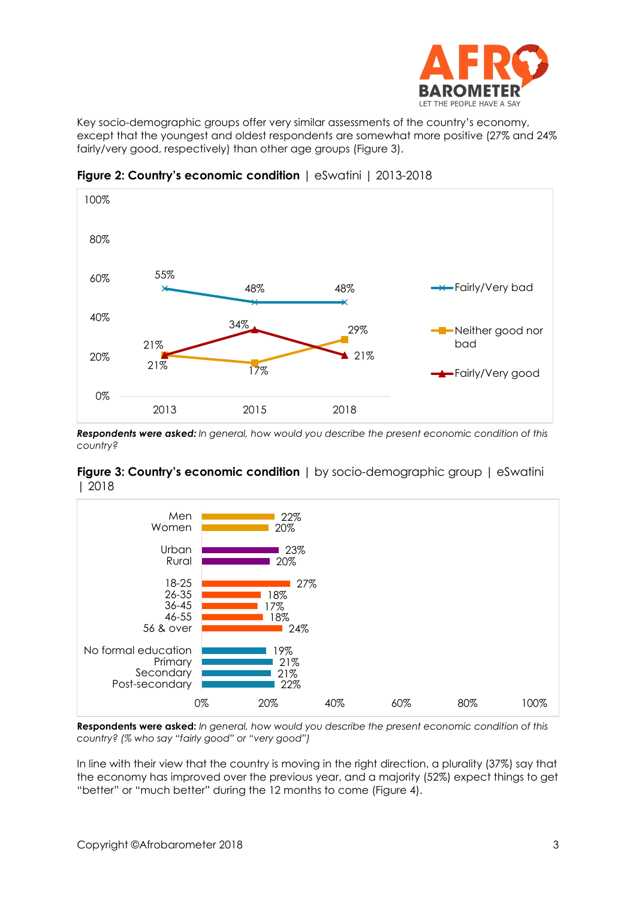Key socio-demographic groups offer very similar assessments of the country's economy, except that the youngest and oldest respondents are somewhat more positive (27% and 24% fairly/very good, respectively) than other age groups (Figure 3).

**Figure 2: Country's economic condition** | eSwatini | 2013-2018

100%
80%
60%
40%
20%
0%

2013
2015
2018

55%
48%
48%
34%
29%
21%
21%
17%
21%

Fairly/Very bad
Neither good nor bad
Fairly/Very good

***Respondents were asked:*** *In general, how would you describe the present economic condition of this country?*

**Figure 3: Country's economic condition** | by socio-demographic group | eSwatini | 2018

Men 22%
Women 20%

Urban 23%
Rural 20%

18-25 27%
26-35 18%
36-45 17%
46-55 18%
56 & over 24%

No formal education 19%
Primary 21%
Secondary 21%
Post-secondary 22%

0%
20%
40%
60%
80%
100%

**Respondents were asked:** *In general, how would you describe the present economic condition of this country? (% who say "fairly good" or "very good")*

In line with their view that the country is moving in the right direction, a plurality (37%) say that the economy has improved over the previous year, and a majority (52%) expect things to get "better" or "much better" during the 12 months to come (Figure 4).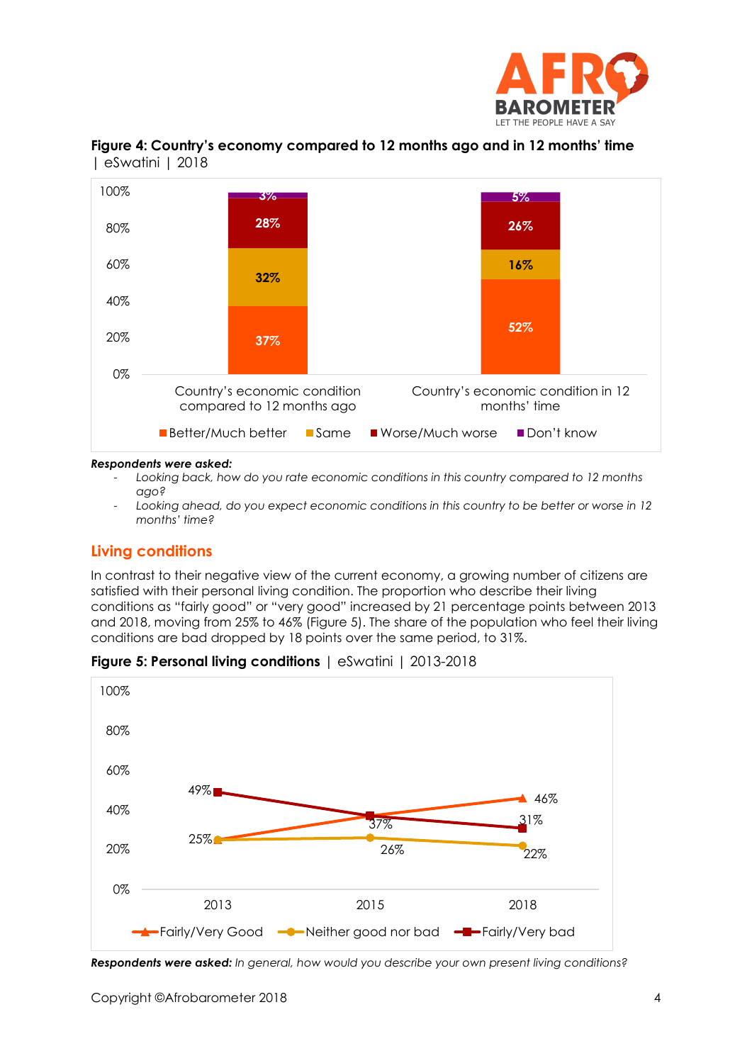**Figure 4: Country's economy compared to 12 months ago and in 12 months' time** | eSwatini | 2018

100%
80%
60%
40%
20%
0%

3%
28%
32%
37%

5%
26%
16%
52%

Country's economic condition compared to 12 months ago

Country's economic condition in 12 months' time

Better/Much better
Same
Worse/Much worse
Don't know

***Respondents were asked:***

- *Looking back, how do you rate economic conditions in this country compared to 12 months ago?*
- *Looking ahead, do you expect economic conditions in this country to be better or worse in 12 months' time?*

## Living conditions

In contrast to their negative view of the current economy, a growing number of citizens are satisfied with their personal living condition. The proportion who describe their living conditions as "fairly good" or "very good" increased by 21 percentage points between 2013 and 2018, moving from 25% to 46% (Figure 5). The share of the population who feel their living conditions are bad dropped by 18 points over the same period, to 31%.

**Figure 5: Personal living conditions** | eSwatini | 2013-2018

100%
80%
60%
40%
20%
0%

49%
25%
37%
26%
46%
31%
22%

2013
2015
2018

Fairly/Very Good
Neither good nor bad
Fairly/Very bad

***Respondents were asked:*** *In general, how would you describe your own present living conditions?*

Copyright ©Afrobarometer 2018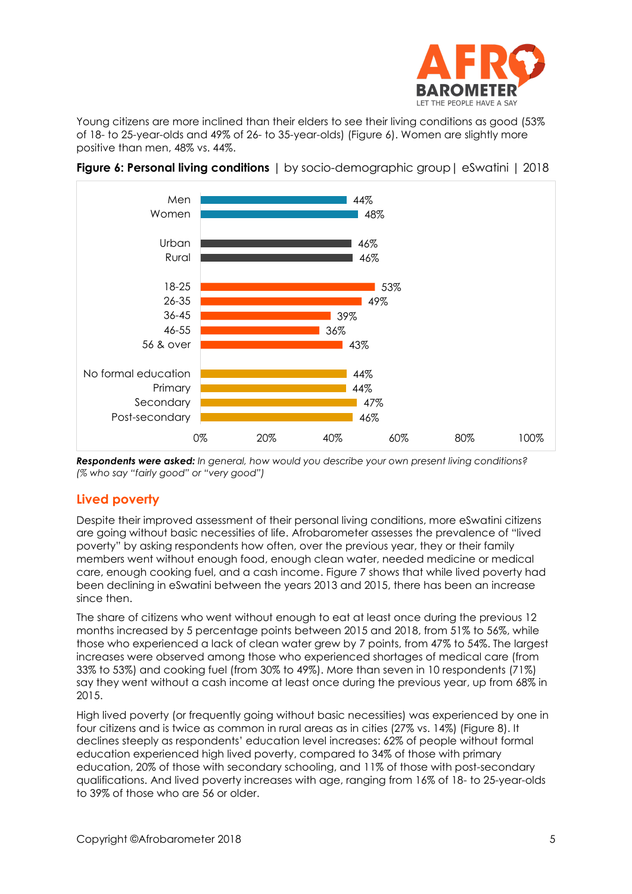Young citizens are more inclined than their elders to see their living conditions as good (53% of 18- to 25-year-olds and 49% of 26- to 35-year-olds) (Figure 6). Women are slightly more positive than men, 48% vs. 44%.

**Figure 6: Personal living conditions** | by socio-demographic group | eSwatini | 2018

Men 44%
Women 48%

Urban 46%
Rural 46%

18-25 53%
26-35 49%
36-45 39%
46-55 36%
56 & over 43%

No formal education 44%
Primary 44%
Secondary 47%
Post-secondary 46%

0% 20% 40% 60% 80% 100%

***Respondents were asked:*** *In general, how would you describe your own present living conditions? (% who say "fairly good" or "very good")*

## Lived poverty

Despite their improved assessment of their personal living conditions, more eSwatini citizens are going without basic necessities of life. Afrobarometer assesses the prevalence of "lived poverty" by asking respondents how often, over the previous year, they or their family members went without enough food, enough clean water, needed medicine or medical care, enough cooking fuel, and a cash income. Figure 7 shows that while lived poverty had been declining in eSwatini between the years 2013 and 2015, there has been an increase since then.

The share of citizens who went without enough to eat at least once during the previous 12 months increased by 5 percentage points between 2015 and 2018, from 51% to 56%, while those who experienced a lack of clean water grew by 7 points, from 47% to 54%. The largest increases were observed among those who experienced shortages of medical care (from 33% to 53%) and cooking fuel (from 30% to 49%). More than seven in 10 respondents (71%) say they went without a cash income at least once during the previous year, up from 68% in 2015.

High lived poverty (or frequently going without basic necessities) was experienced by one in four citizens and is twice as common in rural areas as in cities (27% vs. 14%) (Figure 8). It declines steeply as respondents' education level increases: 62% of people without formal education experienced high lived poverty, compared to 34% of those with primary education, 20% of those with secondary schooling, and 11% of those with post-secondary qualifications. And lived poverty increases with age, ranging from 16% of 18- to 25-year-olds to 39% of those who are 56 or older.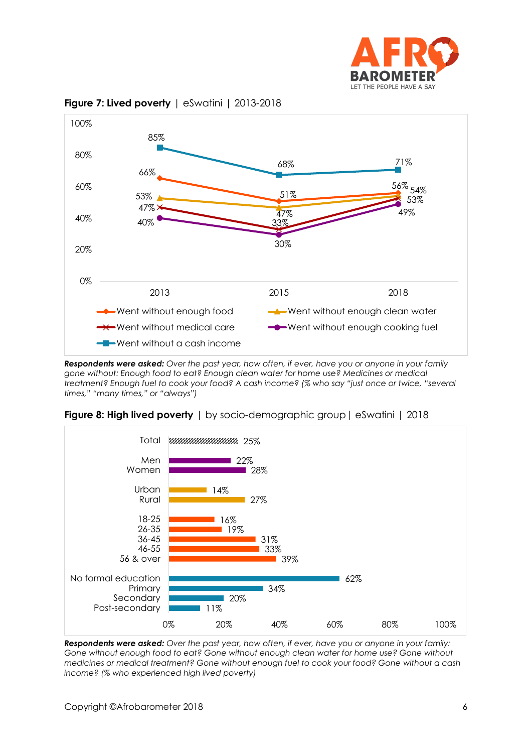**Figure 7: Lived poverty** | eSwatini | 2013-2018

100%
80%
60%
40%
20%
0%

85%
68%
71%
66%
51%
56%
54%
53%
47%
53%
47%
33%
49%
40%
30%

2013
2015
2018

Went without enough food
Went without enough clean water
Went without medical care
Went without enough cooking fuel
Went without a cash income

***Respondents were asked:*** *Over the past year, how often, if ever, have you or anyone in your family gone without: Enough food to eat? Enough clean water for home use? Medicines or medical treatment? Enough fuel to cook your food? A cash income? (% who say "just once or twice, "several times," "many times," or "always")*

**Figure 8: High lived poverty** | by socio-demographic group | eSwatini | 2018

Total 25%

Men 22%
Women 28%

Urban 14%
Rural 27%

18-25 16%
26-35 19%
36-45 31%
46-55 33%
56 & over 39%

No formal education 62%
Primary 34%
Secondary 20%
Post-secondary 11%

0% 20% 40% 60% 80% 100%

***Respondents were asked:*** *Over the past year, how often, if ever, have you or anyone in your family: Gone without enough food to eat? Gone without enough clean water for home use? Gone without medicines or medical treatment? Gone without enough fuel to cook your food? Gone without a cash income? (% who experienced high lived poverty)*

Copyright ©Afrobarometer 2018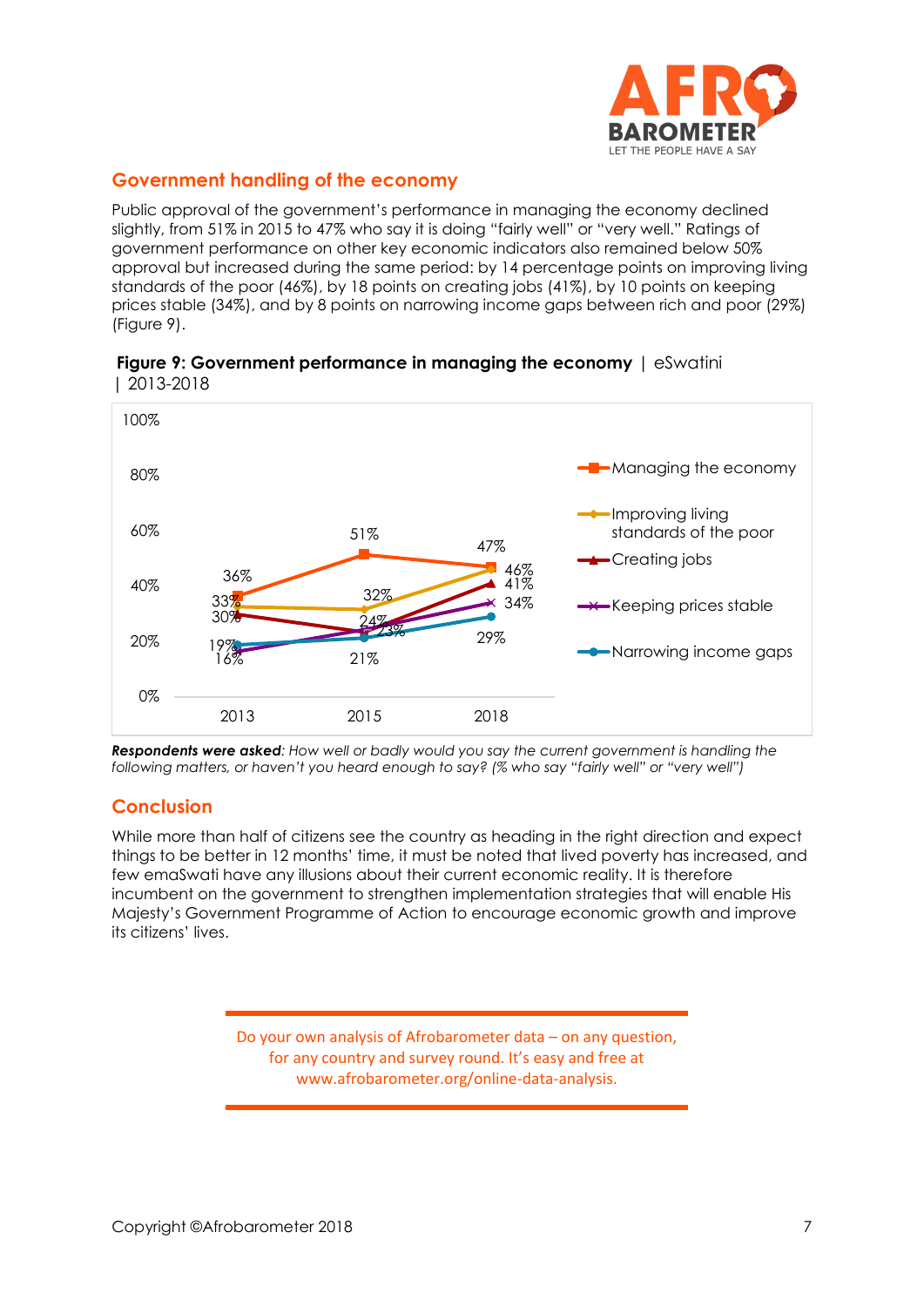## Government handling of the economy

Public approval of the government's performance in managing the economy declined slightly, from 51% in 2015 to 47% who say it is doing "fairly well" or "very well." Ratings of government performance on other key economic indicators also remained below 50% approval but increased during the same period: by 14 percentage points on improving living standards of the poor (46%), by 18 points on creating jobs (41%), by 10 points on keeping prices stable (34%), and by 8 points on narrowing income gaps between rich and poor (29%) (Figure 9).

**Figure 9: Government performance in managing the economy** | eSwatini | 2013-2018

100%
80%
60%
40%
20%
0%

2013
2015
2018

36%
33%
30%
19%
16%
51%
32%
24%
23%
21%
47%
46%
41%
34%
29%

Managing the economy
Improving living standards of the poor
Creating jobs
Keeping prices stable
Narrowing income gaps

***Respondents were asked**: How well or badly would you say the current government is handling the following matters, or haven't you heard enough to say? (% who say "fairly well" or "very well")*

## Conclusion

While more than half of citizens see the country as heading in the right direction and expect things to be better in 12 months' time, it must be noted that lived poverty has increased, and few emaSwati have any illusions about their current economic reality. It is therefore incumbent on the government to strengthen implementation strategies that will enable His Majesty's Government Programme of Action to encourage economic growth and improve its citizens' lives.

Do your own analysis of Afrobarometer data – on any question, for any country and survey round. It's easy and free at www.afrobarometer.org/online-data-analysis.

Copyright ©Afrobarometer 2018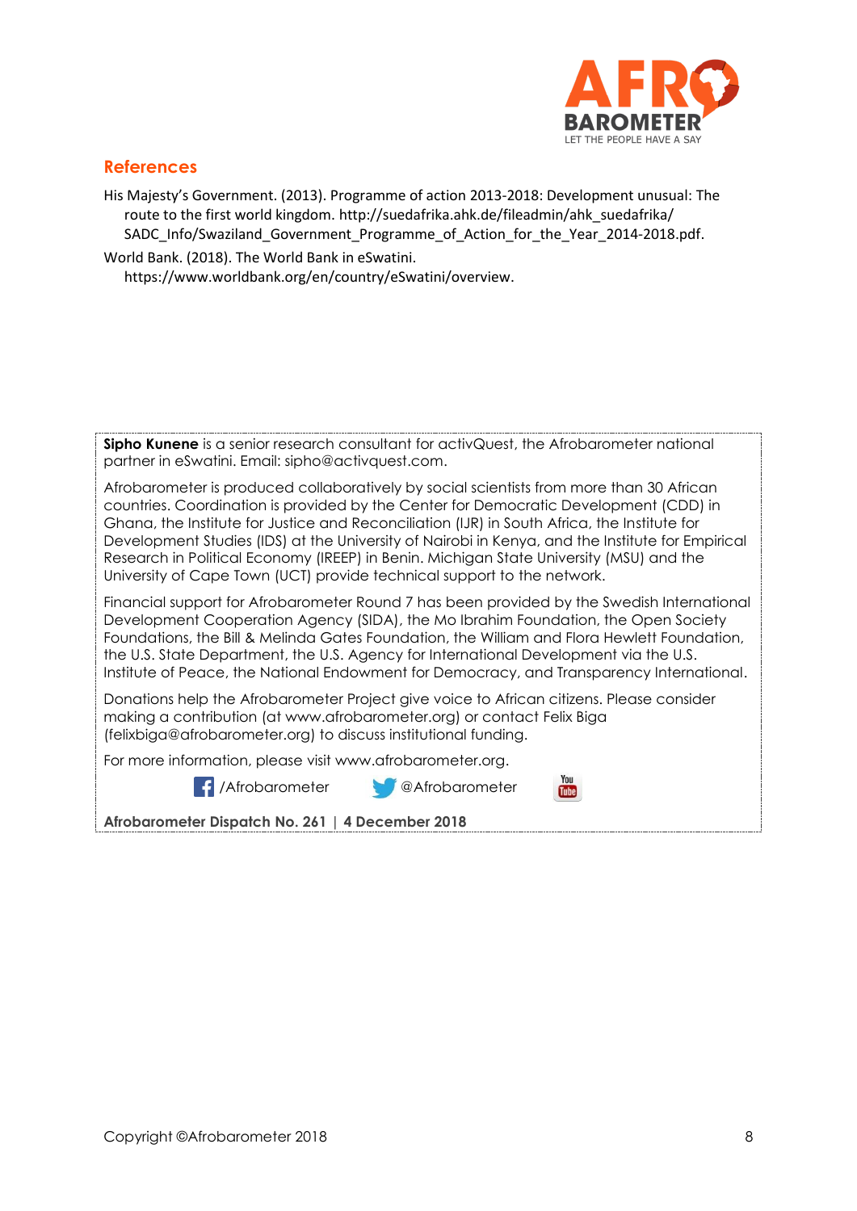## References

His Majesty's Government. (2013). Programme of action 2013-2018: Development unusual: The route to the first world kingdom. http://suedafrika.ahk.de/fileadmin/ahk_suedafrika/SADC_Info/Swaziland_Government_Programme_of_Action_for_the_Year_2014-2018.pdf.

World Bank. (2018). The World Bank in eSwatini. https://www.worldbank.org/en/country/eSwatini/overview.

**Sipho Kunene** is a senior research consultant for activQuest, the Afrobarometer national partner in eSwatini. Email: sipho@activquest.com.

Afrobarometer is produced collaboratively by social scientists from more than 30 African countries. Coordination is provided by the Center for Democratic Development (CDD) in Ghana, the Institute for Justice and Reconciliation (IJR) in South Africa, the Institute for Development Studies (IDS) at the University of Nairobi in Kenya, and the Institute for Empirical Research in Political Economy (IREEP) in Benin. Michigan State University (MSU) and the University of Cape Town (UCT) provide technical support to the network.

Financial support for Afrobarometer Round 7 has been provided by the Swedish International Development Cooperation Agency (SIDA), the Mo Ibrahim Foundation, the Open Society Foundations, the Bill & Melinda Gates Foundation, the William and Flora Hewlett Foundation, the U.S. State Department, the U.S. Agency for International Development via the U.S. Institute of Peace, the National Endowment for Democracy, and Transparency International.

Donations help the Afrobarometer Project give voice to African citizens. Please consider making a contribution (at www.afrobarometer.org) or contact Felix Biga (felixbiga@afrobarometer.org) to discuss institutional funding.

For more information, please visit www.afrobarometer.org.

/Afrobarometer @Afrobarometer

**Afrobarometer Dispatch No. 261 | 4 December 2018**